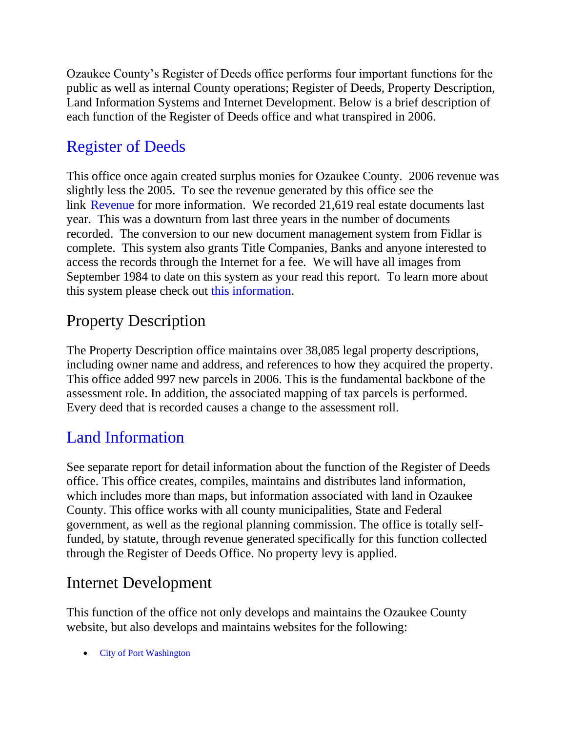Ozaukee County's Register of Deeds office performs four important functions for the public as well as internal County operations; Register of Deeds, Property Description, Land Information Systems and Internet Development. Below is a brief description of each function of the Register of Deeds office and what transpired in 2006.

## Register of Deeds

This office once again created surplus monies for Ozaukee County. 2006 revenue was slightly less the 2005. To see the revenue generated by this office see the link Revenue for more information. We recorded 21,619 real estate documents last year. This was a downturn from last three years in the number of documents recorded. The conversion to our new document management system from Fidlar is complete. This system also grants Title Companies, Banks and anyone interested to access the records through the Internet for a fee. We will have all images from September 1984 to date on this system as your read this report. To learn more about this system please check out this information.

## Property Description

The Property Description office maintains over 38,085 legal property descriptions, including owner name and address, and references to how they acquired the property. This office added 997 new parcels in 2006. This is the fundamental backbone of the assessment role. In addition, the associated mapping of tax parcels is performed. Every deed that is recorded causes a change to the assessment roll.

## Land Information

See separate report for detail information about the function of the Register of Deeds office. This office creates, compiles, maintains and distributes land information, which includes more than maps, but information associated with land in Ozaukee County. This office works with all county municipalities, State and Federal government, as well as the regional planning commission. The office is totally self-funded, by statute, through revenue generated specifically for this function collected through the Register of Deeds Office. No property levy is applied.

## Internet Development

This function of the office not only develops and maintains the Ozaukee County website, but also develops and maintains websites for the following:

- City of Port Washington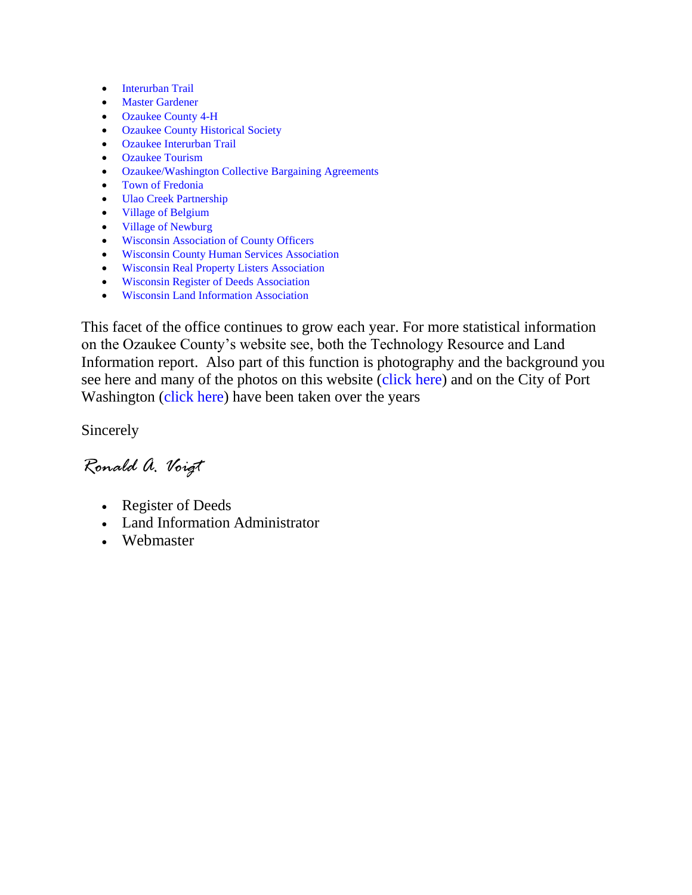- Interurban Trail
- Master Gardener
- Ozaukee County 4-H
- Ozaukee County Historical Society
- Ozaukee Interurban Trail
- Ozaukee Tourism
- Ozaukee/Washington Collective Bargaining Agreements
- Town of Fredonia
- Ulao Creek Partnership
- Village of Belgium
- Village of Newburg
- Wisconsin Association of County Officers
- Wisconsin County Human Services Association
- Wisconsin Real Property Listers Association
- Wisconsin Register of Deeds Association
- Wisconsin Land Information Association

This facet of the office continues to grow each year. For more statistical information on the Ozaukee County's website see, both the Technology Resource and Land Information report. Also part of this function is photography and the background you see here and many of the photos on this website (click here) and on the City of Port Washington (click here) have been taken over the years

Sincerely

*Ronald A. Voigt*

- Register of Deeds
- Land Information Administrator
- Webmaster